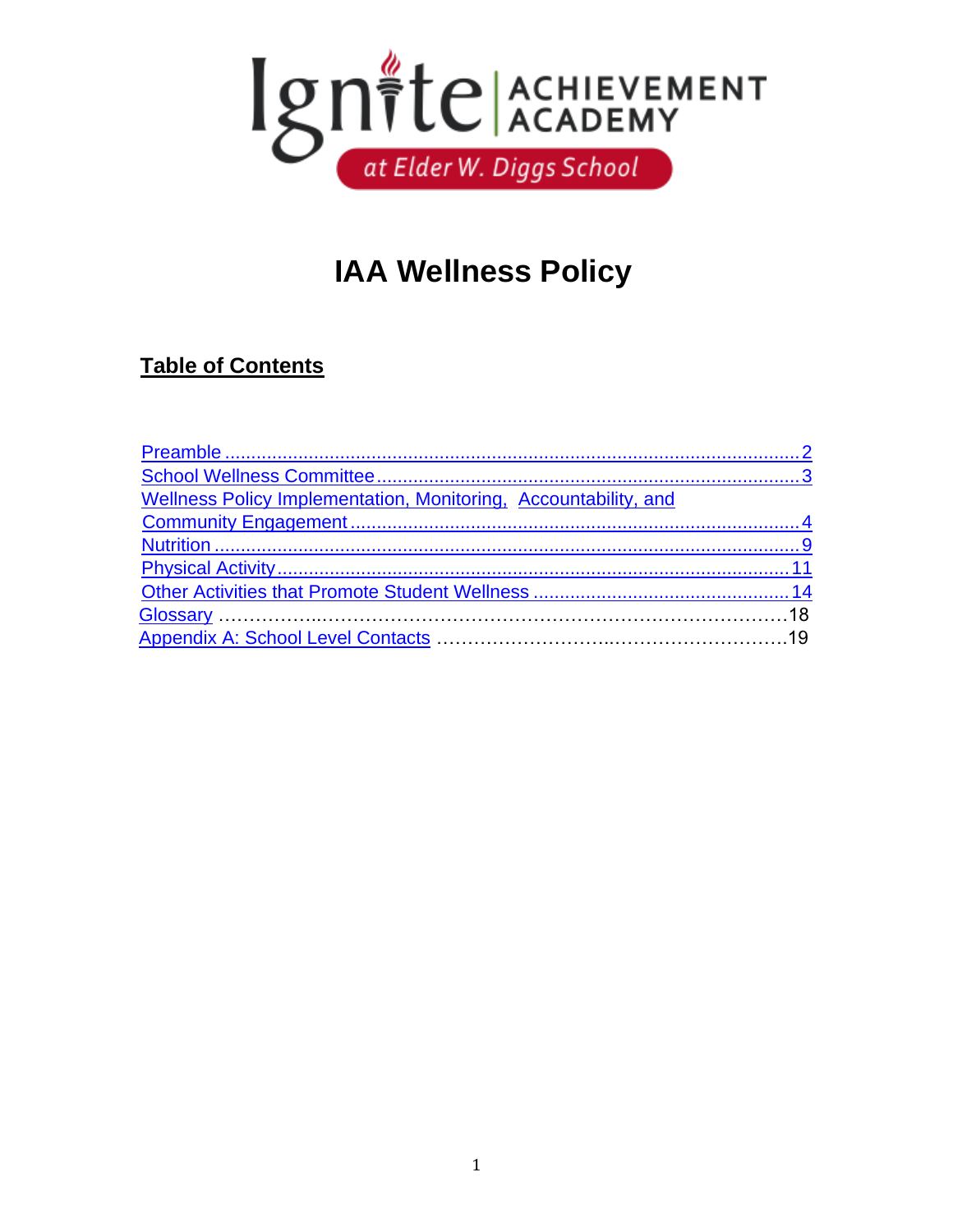Ignite ACHIEVEMENT ACADEMY at Elder W. Diggs School

# IAA Wellness Policy

## Table of Contents

- Preamble ........................................................................ 2
- School Wellness Committee ........................................................ 3
- Wellness Policy Implementation, Monitoring, Accountability, and Community Engagement ........................................................ 4
- Nutrition ........................................................................ 9
- Physical Activity ................................................................ 11
- Other Activities that Promote Student Wellness ................................... 14
- Glossary ......................................................................... 18
- Appendix A: School Level Contacts ................................................ 19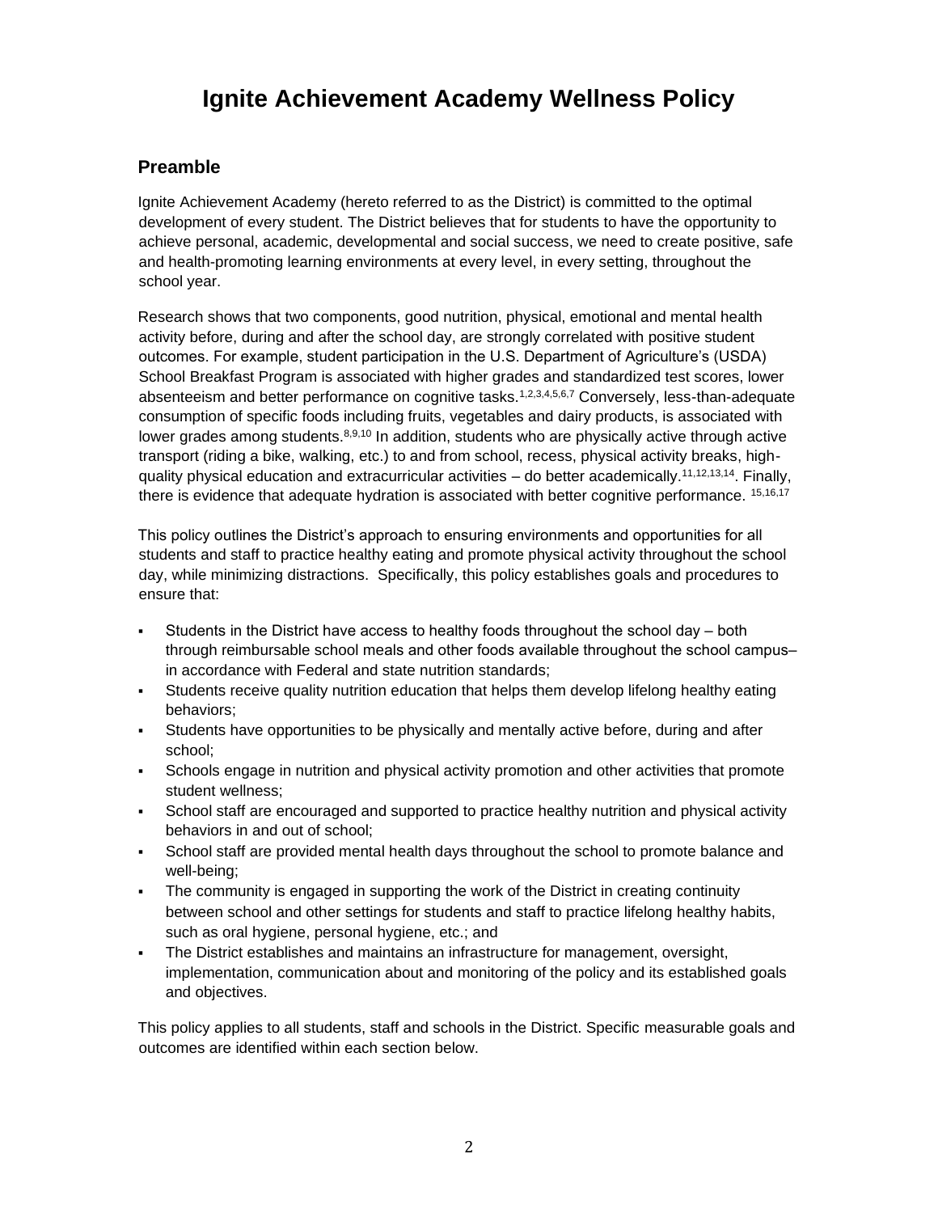# Ignite Achievement Academy Wellness Policy

## Preamble

Ignite Achievement Academy (hereto referred to as the District) is committed to the optimal development of every student. The District believes that for students to have the opportunity to achieve personal, academic, developmental and social success, we need to create positive, safe and health-promoting learning environments at every level, in every setting, throughout the school year.

Research shows that two components, good nutrition, physical, emotional and mental health activity before, during and after the school day, are strongly correlated with positive student outcomes. For example, student participation in the U.S. Department of Agriculture's (USDA) School Breakfast Program is associated with higher grades and standardized test scores, lower absenteeism and better performance on cognitive tasks.[1,2,3,4,5,6,7] Conversely, less-than-adequate consumption of specific foods including fruits, vegetables and dairy products, is associated with lower grades among students.[8,9,10] In addition, students who are physically active through active transport (riding a bike, walking, etc.) to and from school, recess, physical activity breaks, high-quality physical education and extracurricular activities – do better academically.[11,12,13,14]. Finally, there is evidence that adequate hydration is associated with better cognitive performance. [15,16,17]

This policy outlines the District's approach to ensuring environments and opportunities for all students and staff to practice healthy eating and promote physical activity throughout the school day, while minimizing distractions. Specifically, this policy establishes goals and procedures to ensure that:

- Students in the District have access to healthy foods throughout the school day – both through reimbursable school meals and other foods available throughout the school campus– in accordance with Federal and state nutrition standards;
- Students receive quality nutrition education that helps them develop lifelong healthy eating behaviors;
- Students have opportunities to be physically and mentally active before, during and after school;
- Schools engage in nutrition and physical activity promotion and other activities that promote student wellness;
- School staff are encouraged and supported to practice healthy nutrition and physical activity behaviors in and out of school;
- School staff are provided mental health days throughout the school to promote balance and well-being;
- The community is engaged in supporting the work of the District in creating continuity between school and other settings for students and staff to practice lifelong healthy habits, such as oral hygiene, personal hygiene, etc.; and
- The District establishes and maintains an infrastructure for management, oversight, implementation, communication about and monitoring of the policy and its established goals and objectives.

This policy applies to all students, staff and schools in the District. Specific measurable goals and outcomes are identified within each section below.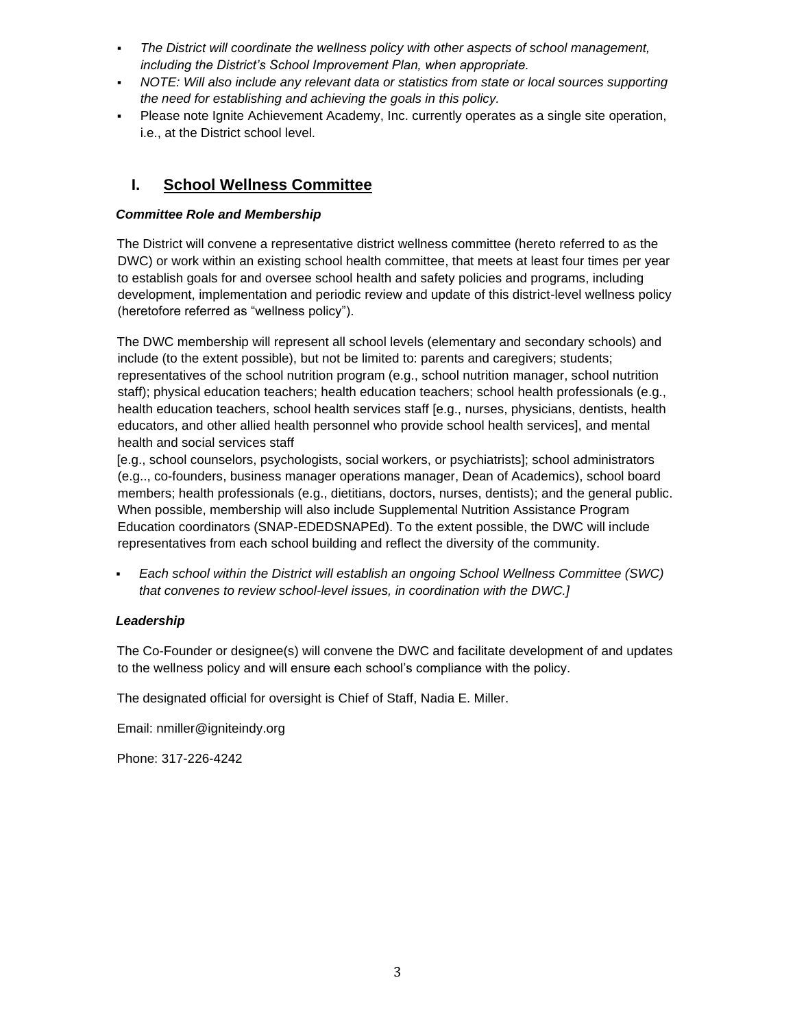- *The District will coordinate the wellness policy with other aspects of school management, including the District's School Improvement Plan, when appropriate.*
- *NOTE: Will also include any relevant data or statistics from state or local sources supporting the need for establishing and achieving the goals in this policy.*
- Please note Ignite Achievement Academy, Inc. currently operates as a single site operation, i.e., at the District school level.

## I. School Wellness Committee

***Committee Role and Membership***

The District will convene a representative district wellness committee (hereto referred to as the DWC) or work within an existing school health committee, that meets at least four times per year to establish goals for and oversee school health and safety policies and programs, including development, implementation and periodic review and update of this district-level wellness policy (heretofore referred as "wellness policy").

The DWC membership will represent all school levels (elementary and secondary schools) and include (to the extent possible), but not be limited to: parents and caregivers; students; representatives of the school nutrition program (e.g., school nutrition manager, school nutrition staff); physical education teachers; health education teachers; school health professionals (e.g., health education teachers, school health services staff [e.g., nurses, physicians, dentists, health educators, and other allied health personnel who provide school health services], and mental health and social services staff
[e.g., school counselors, psychologists, social workers, or psychiatrists]; school administrators (e.g.., co-founders, business manager operations manager, Dean of Academics), school board members; health professionals (e.g., dietitians, doctors, nurses, dentists); and the general public. When possible, membership will also include Supplemental Nutrition Assistance Program Education coordinators (SNAP-EDEDSNAPEd). To the extent possible, the DWC will include representatives from each school building and reflect the diversity of the community.

- *Each school within the District will establish an ongoing School Wellness Committee (SWC) that convenes to review school-level issues, in coordination with the DWC.]*

***Leadership***

The Co-Founder or designee(s) will convene the DWC and facilitate development of and updates to the wellness policy and will ensure each school's compliance with the policy.

The designated official for oversight is Chief of Staff, Nadia E. Miller.

Email: nmiller@igniteindy.org

Phone: 317-226-4242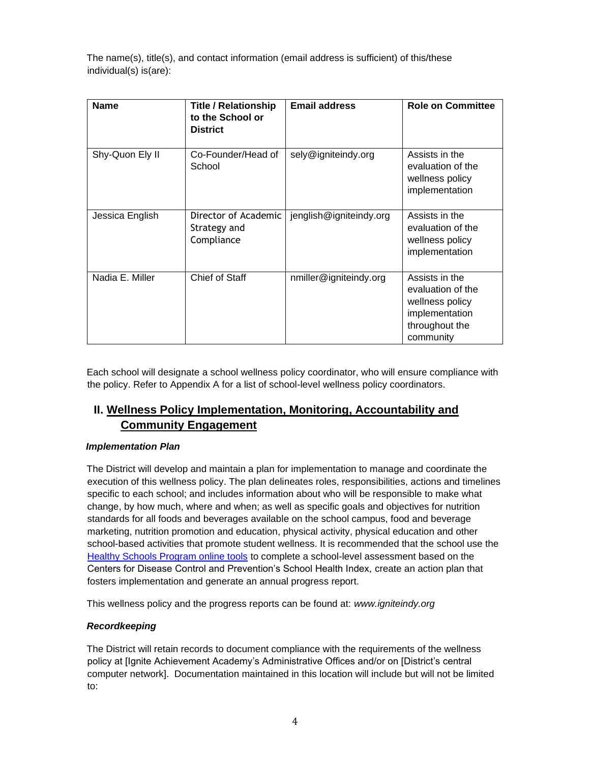The name(s), title(s), and contact information (email address is sufficient) of this/these individual(s) is(are):

| Name | Title / Relationship to the School or District | Email address | Role on Committee |
| --- | --- | --- | --- |
| Shy-Quon Ely II | Co-Founder/Head of School | sely@igniteindy.org | Assists in the evaluation of the wellness policy implementation |
| Jessica English | Director of Academic Strategy and Compliance | jenglish@igniteindy.org | Assists in the evaluation of the wellness policy implementation |
| Nadia E. Miller | Chief of Staff | nmiller@igniteindy.org | Assists in the evaluation of the wellness policy implementation throughout the community |

Each school will designate a school wellness policy coordinator, who will ensure compliance with the policy. Refer to Appendix A for a list of school-level wellness policy coordinators.

## II. Wellness Policy Implementation, Monitoring, Accountability and Community Engagement

***Implementation Plan***

The District will develop and maintain a plan for implementation to manage and coordinate the execution of this wellness policy. The plan delineates roles, responsibilities, actions and timelines specific to each school; and includes information about who will be responsible to make what change, by how much, where and when; as well as specific goals and objectives for nutrition standards for all foods and beverages available on the school campus, food and beverage marketing, nutrition promotion and education, physical activity, physical education and other school-based activities that promote student wellness. It is recommended that the school use the Healthy Schools Program online tools to complete a school-level assessment based on the Centers for Disease Control and Prevention's School Health Index, create an action plan that fosters implementation and generate an annual progress report.

This wellness policy and the progress reports can be found at: *www.igniteindy.org*

***Recordkeeping***

The District will retain records to document compliance with the requirements of the wellness policy at [Ignite Achievement Academy's Administrative Offices and/or on [District's central computer network]. Documentation maintained in this location will include but will not be limited to: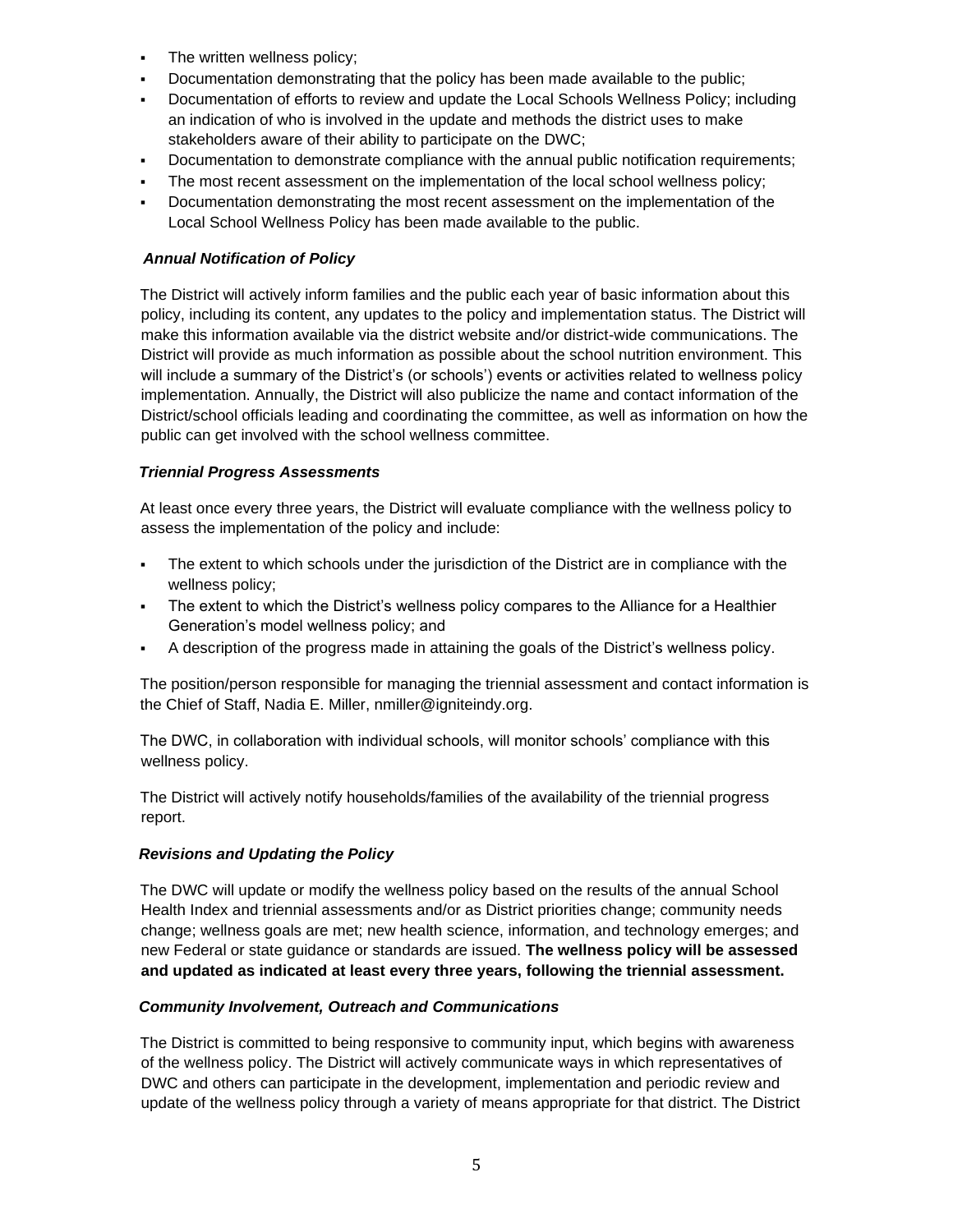- The written wellness policy;
- Documentation demonstrating that the policy has been made available to the public;
- Documentation of efforts to review and update the Local Schools Wellness Policy; including an indication of who is involved in the update and methods the district uses to make stakeholders aware of their ability to participate on the DWC;
- Documentation to demonstrate compliance with the annual public notification requirements;
- The most recent assessment on the implementation of the local school wellness policy;
- Documentation demonstrating the most recent assessment on the implementation of the Local School Wellness Policy has been made available to the public.

***Annual Notification of Policy***

The District will actively inform families and the public each year of basic information about this policy, including its content, any updates to the policy and implementation status. The District will make this information available via the district website and/or district-wide communications. The District will provide as much information as possible about the school nutrition environment. This will include a summary of the District's (or schools') events or activities related to wellness policy implementation. Annually, the District will also publicize the name and contact information of the District/school officials leading and coordinating the committee, as well as information on how the public can get involved with the school wellness committee.

***Triennial Progress Assessments***

At least once every three years, the District will evaluate compliance with the wellness policy to assess the implementation of the policy and include:

- The extent to which schools under the jurisdiction of the District are in compliance with the wellness policy;
- The extent to which the District's wellness policy compares to the Alliance for a Healthier Generation's model wellness policy; and
- A description of the progress made in attaining the goals of the District's wellness policy.

The position/person responsible for managing the triennial assessment and contact information is the Chief of Staff, Nadia E. Miller, nmiller@igniteindy.org.

The DWC, in collaboration with individual schools, will monitor schools' compliance with this wellness policy.

The District will actively notify households/families of the availability of the triennial progress report.

***Revisions and Updating the Policy***

The DWC will update or modify the wellness policy based on the results of the annual School Health Index and triennial assessments and/or as District priorities change; community needs change; wellness goals are met; new health science, information, and technology emerges; and new Federal or state guidance or standards are issued. **The wellness policy will be assessed and updated as indicated at least every three years, following the triennial assessment.**

***Community Involvement, Outreach and Communications***

The District is committed to being responsive to community input, which begins with awareness of the wellness policy. The District will actively communicate ways in which representatives of DWC and others can participate in the development, implementation and periodic review and update of the wellness policy through a variety of means appropriate for that district. The District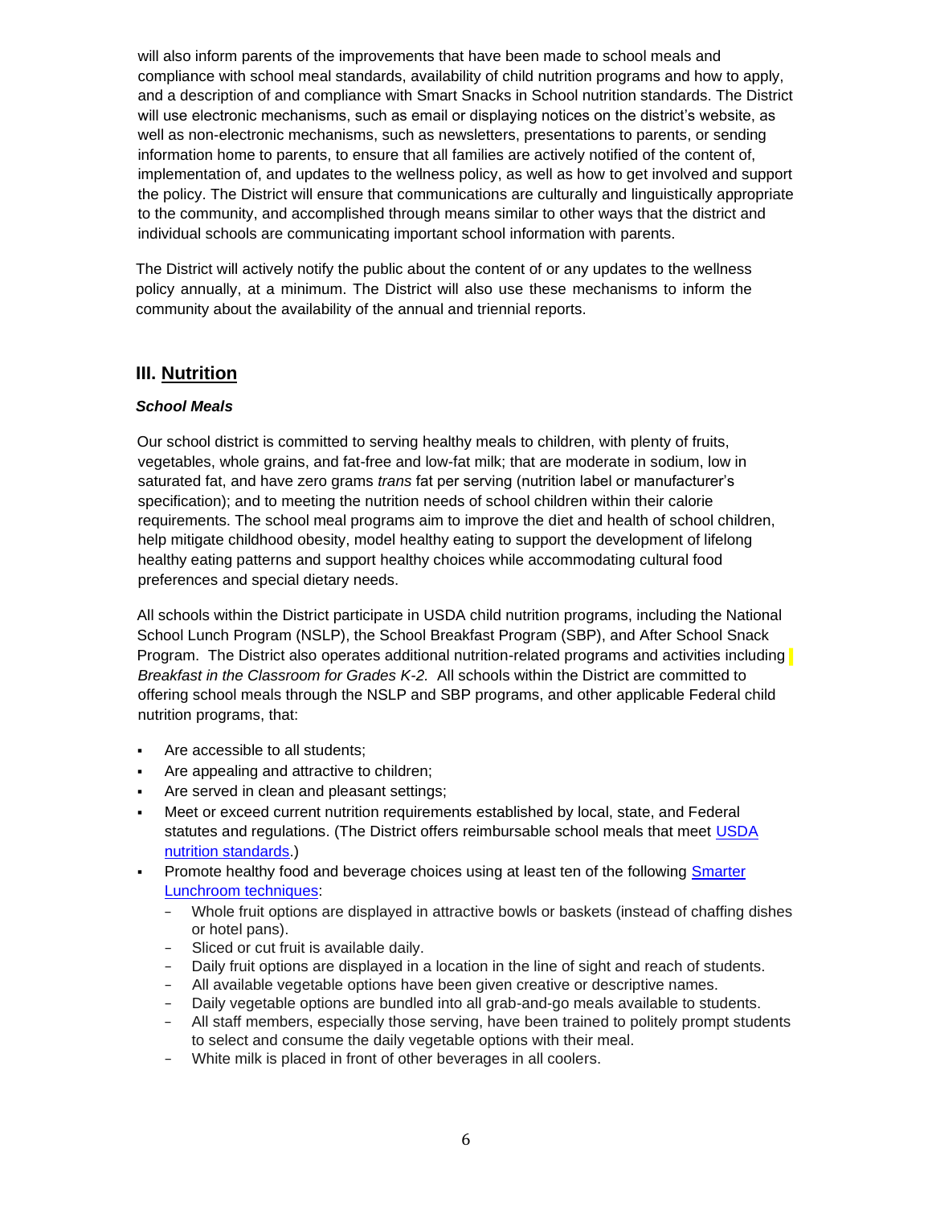will also inform parents of the improvements that have been made to school meals and compliance with school meal standards, availability of child nutrition programs and how to apply, and a description of and compliance with Smart Snacks in School nutrition standards. The District will use electronic mechanisms, such as email or displaying notices on the district's website, as well as non-electronic mechanisms, such as newsletters, presentations to parents, or sending information home to parents, to ensure that all families are actively notified of the content of, implementation of, and updates to the wellness policy, as well as how to get involved and support the policy. The District will ensure that communications are culturally and linguistically appropriate to the community, and accomplished through means similar to other ways that the district and individual schools are communicating important school information with parents.

The District will actively notify the public about the content of or any updates to the wellness policy annually, at a minimum. The District will also use these mechanisms to inform the community about the availability of the annual and triennial reports.

## III. Nutrition

### *School Meals*

Our school district is committed to serving healthy meals to children, with plenty of fruits, vegetables, whole grains, and fat-free and low-fat milk; that are moderate in sodium, low in saturated fat, and have zero grams *trans* fat per serving (nutrition label or manufacturer's specification); and to meeting the nutrition needs of school children within their calorie requirements. The school meal programs aim to improve the diet and health of school children, help mitigate childhood obesity, model healthy eating to support the development of lifelong healthy eating patterns and support healthy choices while accommodating cultural food preferences and special dietary needs.

All schools within the District participate in USDA child nutrition programs, including the National School Lunch Program (NSLP), the School Breakfast Program (SBP), and After School Snack Program. The District also operates additional nutrition-related programs and activities including *Breakfast in the Classroom for Grades K-2.* All schools within the District are committed to offering school meals through the NSLP and SBP programs, and other applicable Federal child nutrition programs, that:

- Are accessible to all students;
- Are appealing and attractive to children;
- Are served in clean and pleasant settings;
- Meet or exceed current nutrition requirements established by local, state, and Federal statutes and regulations. (The District offers reimbursable school meals that meet USDA nutrition standards.)
- Promote healthy food and beverage choices using at least ten of the following Smarter Lunchroom techniques:
  - Whole fruit options are displayed in attractive bowls or baskets (instead of chaffing dishes or hotel pans).
  - Sliced or cut fruit is available daily.
  - Daily fruit options are displayed in a location in the line of sight and reach of students.
  - All available vegetable options have been given creative or descriptive names.
  - Daily vegetable options are bundled into all grab-and-go meals available to students.
  - All staff members, especially those serving, have been trained to politely prompt students to select and consume the daily vegetable options with their meal.
  - White milk is placed in front of other beverages in all coolers.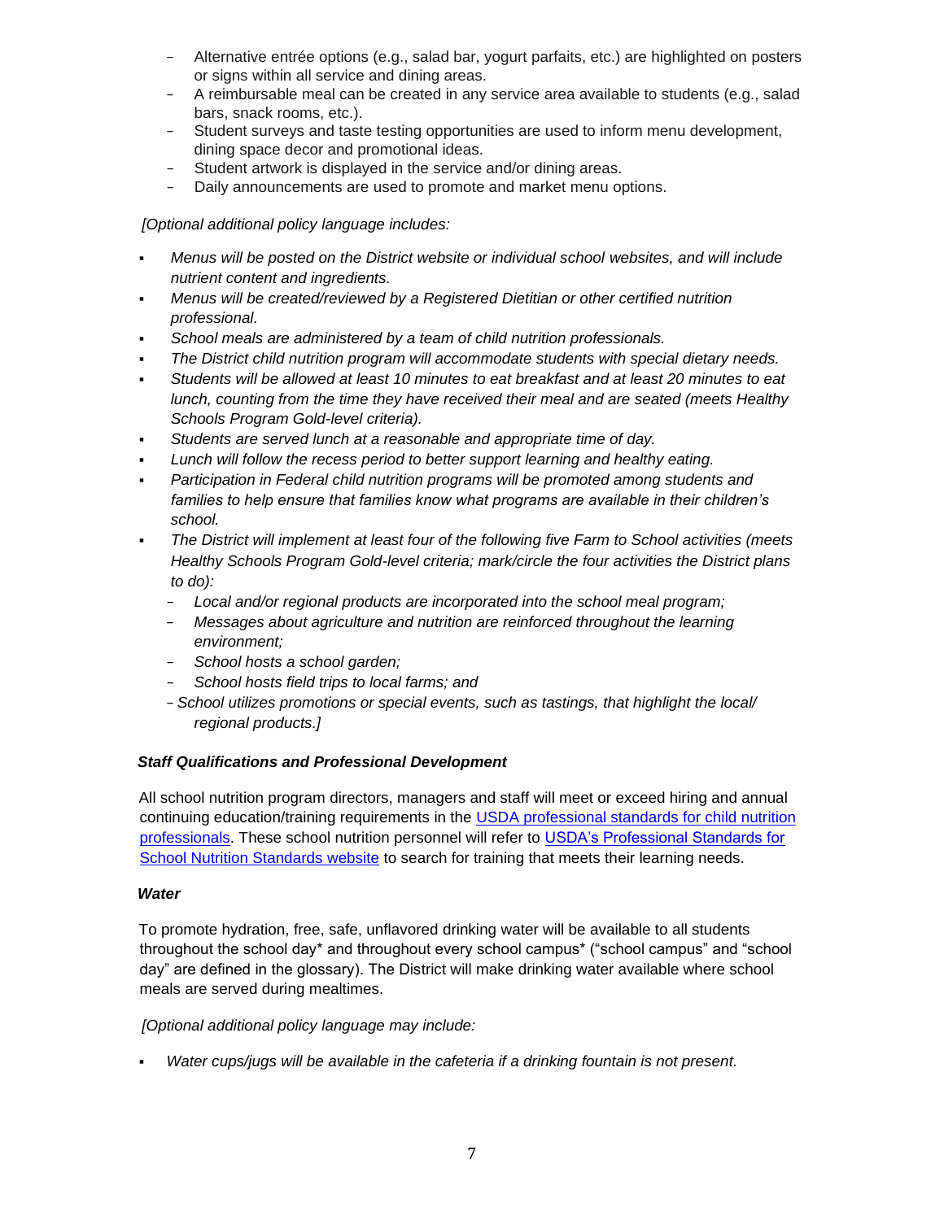- Alternative entrée options (e.g., salad bar, yogurt parfaits, etc.) are highlighted on posters or signs within all service and dining areas.
- A reimbursable meal can be created in any service area available to students (e.g., salad bars, snack rooms, etc.).
- Student surveys and taste testing opportunities are used to inform menu development, dining space decor and promotional ideas.
- Student artwork is displayed in the service and/or dining areas.
- Daily announcements are used to promote and market menu options.

*[Optional additional policy language includes:*

- *Menus will be posted on the District website or individual school websites, and will include nutrient content and ingredients.*
- *Menus will be created/reviewed by a Registered Dietitian or other certified nutrition professional.*
- *School meals are administered by a team of child nutrition professionals.*
- *The District child nutrition program will accommodate students with special dietary needs.*
- *Students will be allowed at least 10 minutes to eat breakfast and at least 20 minutes to eat lunch, counting from the time they have received their meal and are seated (meets Healthy Schools Program Gold-level criteria).*
- *Students are served lunch at a reasonable and appropriate time of day.*
- *Lunch will follow the recess period to better support learning and healthy eating.*
- *Participation in Federal child nutrition programs will be promoted among students and families to help ensure that families know what programs are available in their children's school.*
- *The District will implement at least four of the following five Farm to School activities (meets Healthy Schools Program Gold-level criteria; mark/circle the four activities the District plans to do):*
  - *Local and/or regional products are incorporated into the school meal program;*
  - *Messages about agriculture and nutrition are reinforced throughout the learning environment;*
  - *School hosts a school garden;*
  - *School hosts field trips to local farms; and*
  - *School utilizes promotions or special events, such as tastings, that highlight the local/ regional products.]*

***Staff Qualifications and Professional Development***

All school nutrition program directors, managers and staff will meet or exceed hiring and annual continuing education/training requirements in the USDA professional standards for child nutrition professionals. These school nutrition personnel will refer to USDA's Professional Standards for School Nutrition Standards website to search for training that meets their learning needs.

***Water***

To promote hydration, free, safe, unflavored drinking water will be available to all students throughout the school day* and throughout every school campus* ("school campus" and "school day" are defined in the glossary). The District will make drinking water available where school meals are served during mealtimes.

*[Optional additional policy language may include:*

- *Water cups/jugs will be available in the cafeteria if a drinking fountain is not present.*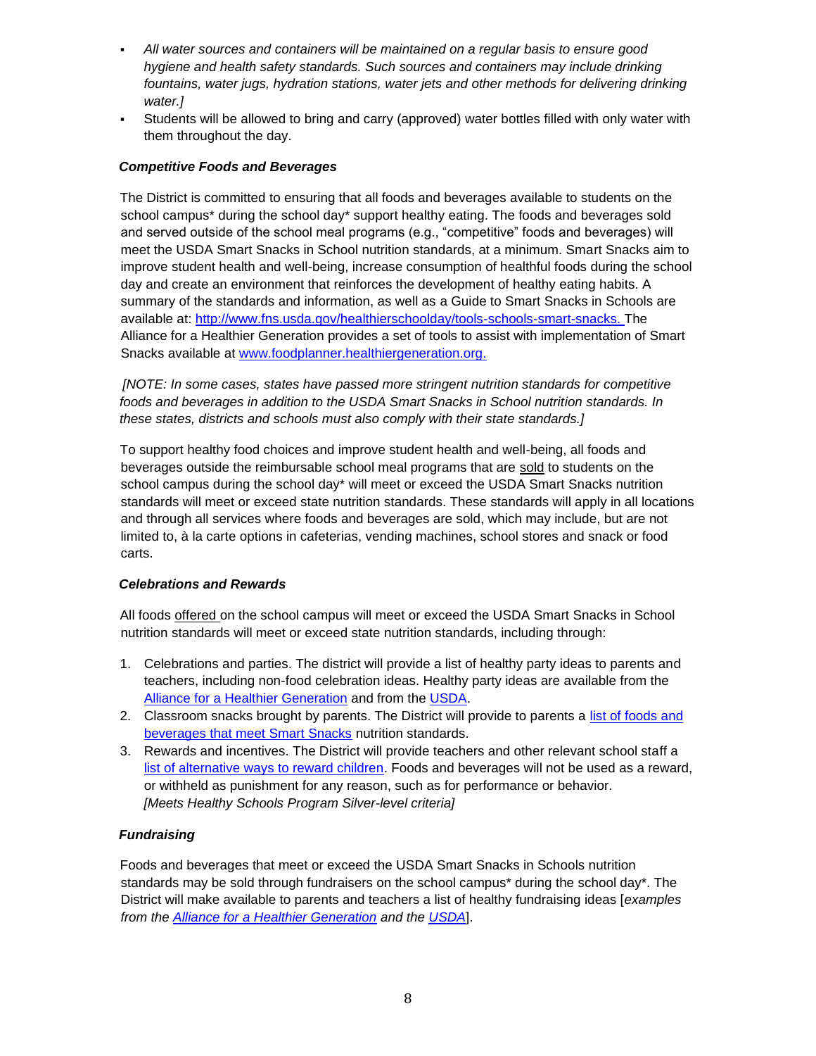- *All water sources and containers will be maintained on a regular basis to ensure good hygiene and health safety standards. Such sources and containers may include drinking fountains, water jugs, hydration stations, water jets and other methods for delivering drinking water.]*
- Students will be allowed to bring and carry (approved) water bottles filled with only water with them throughout the day.

***Competitive Foods and Beverages***

The District is committed to ensuring that all foods and beverages available to students on the school campus* during the school day* support healthy eating. The foods and beverages sold and served outside of the school meal programs (e.g., "competitive" foods and beverages) will meet the USDA Smart Snacks in School nutrition standards, at a minimum. Smart Snacks aim to improve student health and well-being, increase consumption of healthful foods during the school day and create an environment that reinforces the development of healthy eating habits. A summary of the standards and information, as well as a Guide to Smart Snacks in Schools are available at: [http://www.fns.usda.gov/healthierschoolday/tools-schools-smart-snacks.](http://www.fns.usda.gov/healthierschoolday/tools-schools-smart-snacks) The Alliance for a Healthier Generation provides a set of tools to assist with implementation of Smart Snacks available at [www.foodplanner.healthiergeneration.org.](http://www.foodplanner.healthiergeneration.org)

*[NOTE: In some cases, states have passed more stringent nutrition standards for competitive foods and beverages in addition to the USDA Smart Snacks in School nutrition standards. In these states, districts and schools must also comply with their state standards.]*

To support healthy food choices and improve student health and well-being, all foods and beverages outside the reimbursable school meal programs that are <u>sold</u> to students on the school campus during the school day* will meet or exceed the USDA Smart Snacks nutrition standards will meet or exceed state nutrition standards. These standards will apply in all locations and through all services where foods and beverages are sold, which may include, but are not limited to, à la carte options in cafeterias, vending machines, school stores and snack or food carts.

***Celebrations and Rewards***

All foods <u>offered</u> on the school campus will meet or exceed the USDA Smart Snacks in School nutrition standards will meet or exceed state nutrition standards, including through:

1. Celebrations and parties. The district will provide a list of healthy party ideas to parents and teachers, including non-food celebration ideas. Healthy party ideas are available from the Alliance for a Healthier Generation and from the USDA.
2. Classroom snacks brought by parents. The District will provide to parents a list of foods and beverages that meet Smart Snacks nutrition standards.
3. Rewards and incentives. The District will provide teachers and other relevant school staff a list of alternative ways to reward children. Foods and beverages will not be used as a reward, or withheld as punishment for any reason, such as for performance or behavior. *[Meets Healthy Schools Program Silver-level criteria]*

***Fundraising***

Foods and beverages that meet or exceed the USDA Smart Snacks in Schools nutrition standards may be sold through fundraisers on the school campus* during the school day*. The District will make available to parents and teachers a list of healthy fundraising ideas [*examples from the Alliance for a Healthier Generation and the USDA*].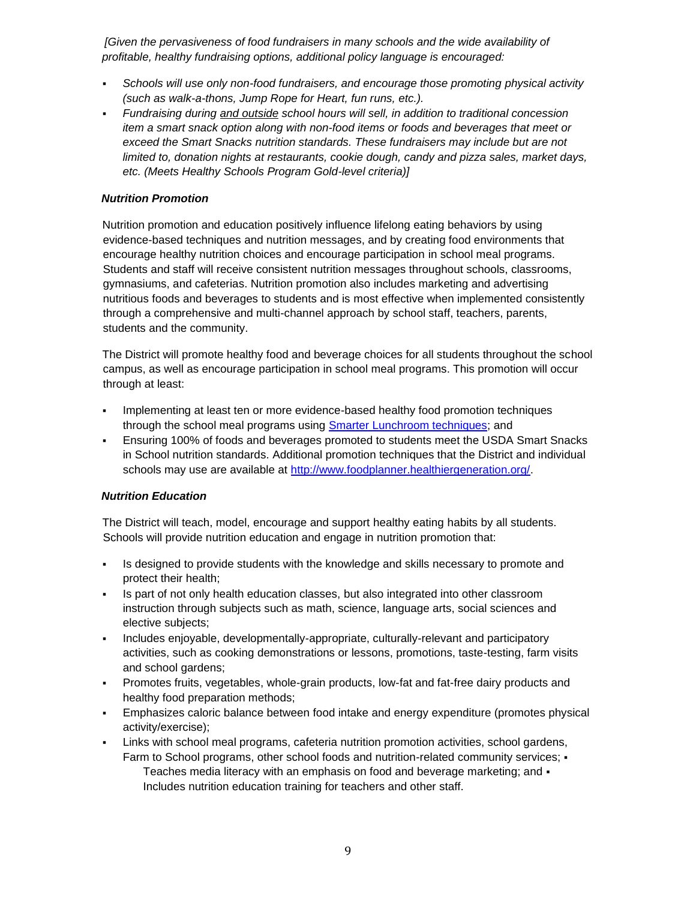*[Given the pervasiveness of food fundraisers in many schools and the wide availability of profitable, healthy fundraising options, additional policy language is encouraged:*

- *Schools will use only non-food fundraisers, and encourage those promoting physical activity (such as walk-a-thons, Jump Rope for Heart, fun runs, etc.).*
- *Fundraising during <u>and outside</u> school hours will sell, in addition to traditional concession item a smart snack option along with non-food items or foods and beverages that meet or exceed the Smart Snacks nutrition standards. These fundraisers may include but are not limited to, donation nights at restaurants, cookie dough, candy and pizza sales, market days, etc. (Meets Healthy Schools Program Gold-level criteria)]*

***Nutrition Promotion***

Nutrition promotion and education positively influence lifelong eating behaviors by using evidence-based techniques and nutrition messages, and by creating food environments that encourage healthy nutrition choices and encourage participation in school meal programs. Students and staff will receive consistent nutrition messages throughout schools, classrooms, gymnasiums, and cafeterias. Nutrition promotion also includes marketing and advertising nutritious foods and beverages to students and is most effective when implemented consistently through a comprehensive and multi-channel approach by school staff, teachers, parents, students and the community.

The District will promote healthy food and beverage choices for all students throughout the school campus, as well as encourage participation in school meal programs. This promotion will occur through at least:

- Implementing at least ten or more evidence-based healthy food promotion techniques through the school meal programs using [Smarter Lunchroom techniques](); and
- Ensuring 100% of foods and beverages promoted to students meet the USDA Smart Snacks in School nutrition standards. Additional promotion techniques that the District and individual schools may use are available at [http://www.foodplanner.healthiergeneration.org/](http://www.foodplanner.healthiergeneration.org/).

***Nutrition Education***

The District will teach, model, encourage and support healthy eating habits by all students. Schools will provide nutrition education and engage in nutrition promotion that:

- Is designed to provide students with the knowledge and skills necessary to promote and protect their health;
- Is part of not only health education classes, but also integrated into other classroom instruction through subjects such as math, science, language arts, social sciences and elective subjects;
- Includes enjoyable, developmentally-appropriate, culturally-relevant and participatory activities, such as cooking demonstrations or lessons, promotions, taste-testing, farm visits and school gardens;
- Promotes fruits, vegetables, whole-grain products, low-fat and fat-free dairy products and healthy food preparation methods;
- Emphasizes caloric balance between food intake and energy expenditure (promotes physical activity/exercise);
- Links with school meal programs, cafeteria nutrition promotion activities, school gardens, Farm to School programs, other school foods and nutrition-related community services;
- Teaches media literacy with an emphasis on food and beverage marketing; and
- Includes nutrition education training for teachers and other staff.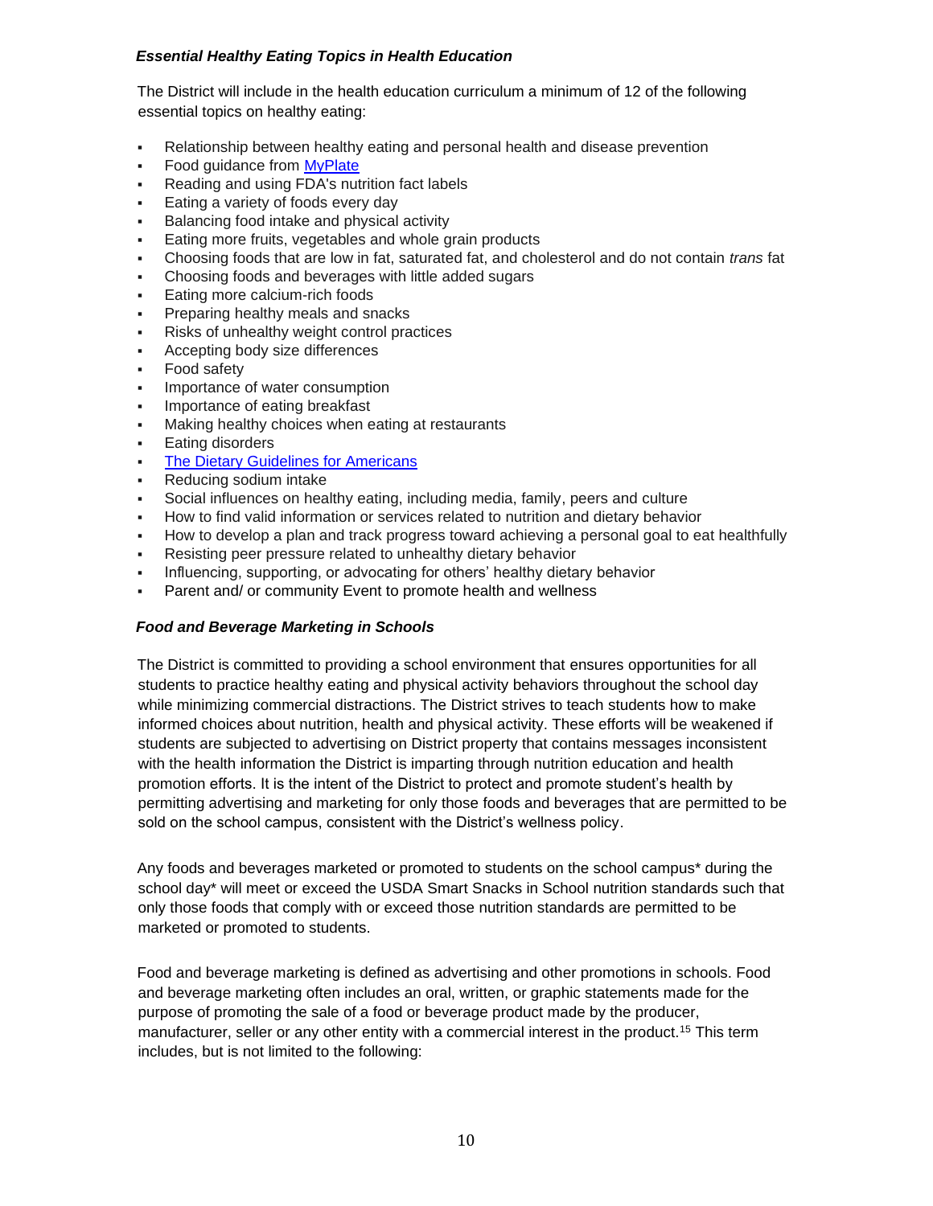### *Essential Healthy Eating Topics in Health Education*

The District will include in the health education curriculum a minimum of 12 of the following essential topics on healthy eating:

- Relationship between healthy eating and personal health and disease prevention
- Food guidance from [MyPlate]
- Reading and using FDA's nutrition fact labels
- Eating a variety of foods every day
- Balancing food intake and physical activity
- Eating more fruits, vegetables and whole grain products
- Choosing foods that are low in fat, saturated fat, and cholesterol and do not contain *trans* fat
- Choosing foods and beverages with little added sugars
- Eating more calcium-rich foods
- Preparing healthy meals and snacks
- Risks of unhealthy weight control practices
- Accepting body size differences
- Food safety
- Importance of water consumption
- Importance of eating breakfast
- Making healthy choices when eating at restaurants
- Eating disorders
- [The Dietary Guidelines for Americans]
- Reducing sodium intake
- Social influences on healthy eating, including media, family, peers and culture
- How to find valid information or services related to nutrition and dietary behavior
- How to develop a plan and track progress toward achieving a personal goal to eat healthfully
- Resisting peer pressure related to unhealthy dietary behavior
- Influencing, supporting, or advocating for others' healthy dietary behavior
- Parent and/ or community Event to promote health and wellness

### *Food and Beverage Marketing in Schools*

The District is committed to providing a school environment that ensures opportunities for all students to practice healthy eating and physical activity behaviors throughout the school day while minimizing commercial distractions. The District strives to teach students how to make informed choices about nutrition, health and physical activity. These efforts will be weakened if students are subjected to advertising on District property that contains messages inconsistent with the health information the District is imparting through nutrition education and health promotion efforts. It is the intent of the District to protect and promote student's health by permitting advertising and marketing for only those foods and beverages that are permitted to be sold on the school campus, consistent with the District's wellness policy.

Any foods and beverages marketed or promoted to students on the school campus* during the school day* will meet or exceed the USDA Smart Snacks in School nutrition standards such that only those foods that comply with or exceed those nutrition standards are permitted to be marketed or promoted to students.

Food and beverage marketing is defined as advertising and other promotions in schools. Food and beverage marketing often includes an oral, written, or graphic statements made for the purpose of promoting the sale of a food or beverage product made by the producer, manufacturer, seller or any other entity with a commercial interest in the product.[15] This term includes, but is not limited to the following: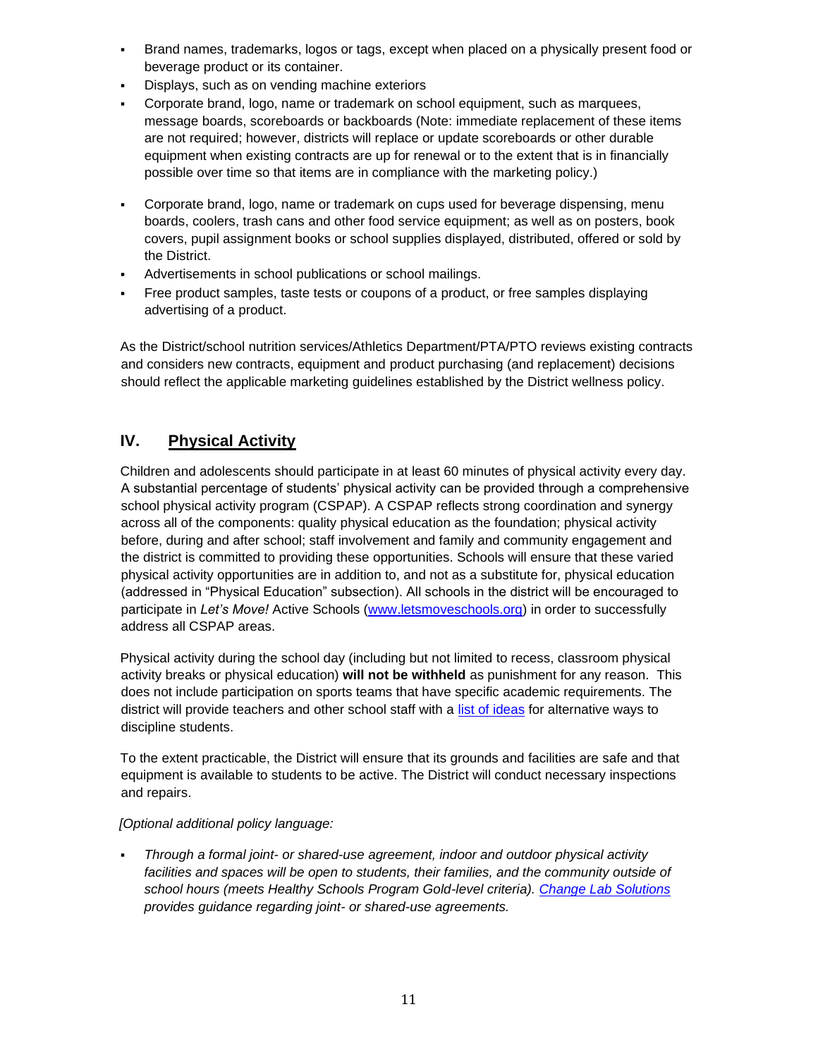- Brand names, trademarks, logos or tags, except when placed on a physically present food or beverage product or its container.
- Displays, such as on vending machine exteriors
- Corporate brand, logo, name or trademark on school equipment, such as marquees, message boards, scoreboards or backboards (Note: immediate replacement of these items are not required; however, districts will replace or update scoreboards or other durable equipment when existing contracts are up for renewal or to the extent that is in financially possible over time so that items are in compliance with the marketing policy.)
- Corporate brand, logo, name or trademark on cups used for beverage dispensing, menu boards, coolers, trash cans and other food service equipment; as well as on posters, book covers, pupil assignment books or school supplies displayed, distributed, offered or sold by the District.
- Advertisements in school publications or school mailings.
- Free product samples, taste tests or coupons of a product, or free samples displaying advertising of a product.

As the District/school nutrition services/Athletics Department/PTA/PTO reviews existing contracts and considers new contracts, equipment and product purchasing (and replacement) decisions should reflect the applicable marketing guidelines established by the District wellness policy.

## IV. Physical Activity

Children and adolescents should participate in at least 60 minutes of physical activity every day. A substantial percentage of students' physical activity can be provided through a comprehensive school physical activity program (CSPAP). A CSPAP reflects strong coordination and synergy across all of the components: quality physical education as the foundation; physical activity before, during and after school; staff involvement and family and community engagement and the district is committed to providing these opportunities. Schools will ensure that these varied physical activity opportunities are in addition to, and not as a substitute for, physical education (addressed in "Physical Education" subsection). All schools in the district will be encouraged to participate in *Let's Move!* Active Schools (www.letsmoveschools.org) in order to successfully address all CSPAP areas.

Physical activity during the school day (including but not limited to recess, classroom physical activity breaks or physical education) **will not be withheld** as punishment for any reason. This does not include participation on sports teams that have specific academic requirements. The district will provide teachers and other school staff with a list of ideas for alternative ways to discipline students.

To the extent practicable, the District will ensure that its grounds and facilities are safe and that equipment is available to students to be active. The District will conduct necessary inspections and repairs.

*[Optional additional policy language:*

- *Through a formal joint- or shared-use agreement, indoor and outdoor physical activity facilities and spaces will be open to students, their families, and the community outside of school hours (meets Healthy Schools Program Gold-level criteria). Change Lab Solutions provides guidance regarding joint- or shared-use agreements.*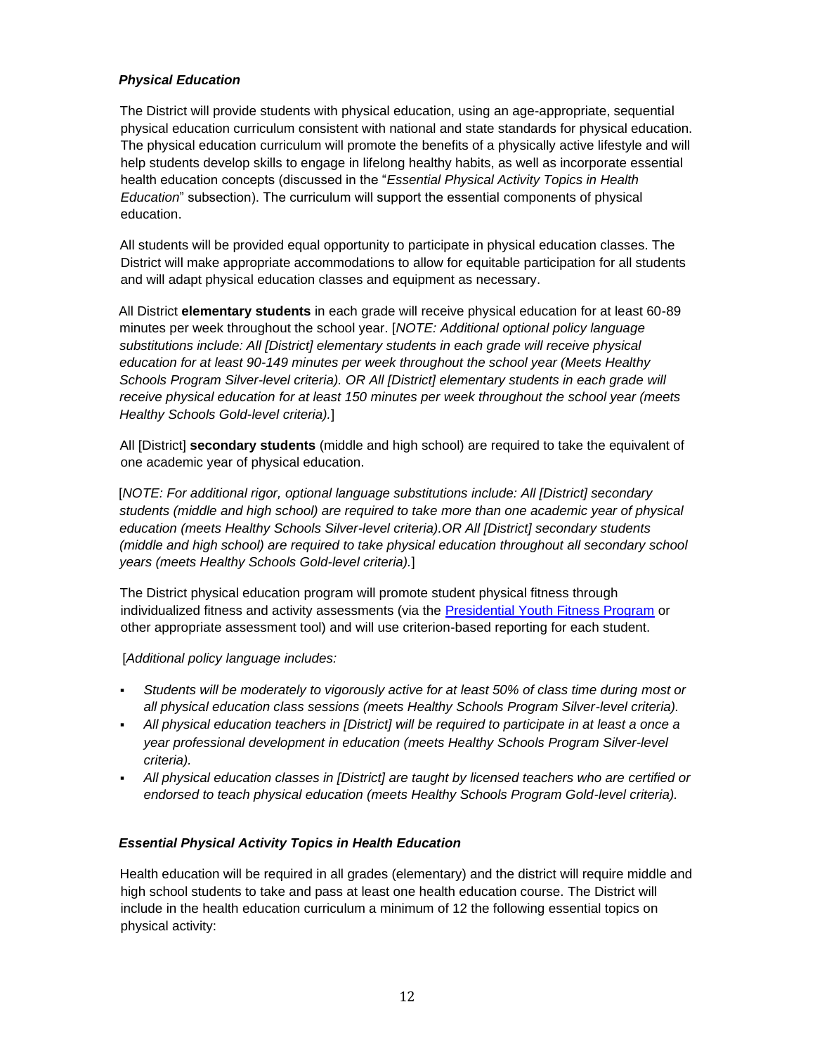### *Physical Education*

The District will provide students with physical education, using an age-appropriate, sequential physical education curriculum consistent with national and state standards for physical education. The physical education curriculum will promote the benefits of a physically active lifestyle and will help students develop skills to engage in lifelong healthy habits, as well as incorporate essential health education concepts (discussed in the "*Essential Physical Activity Topics in Health Education*" subsection). The curriculum will support the essential components of physical education.

All students will be provided equal opportunity to participate in physical education classes. The District will make appropriate accommodations to allow for equitable participation for all students and will adapt physical education classes and equipment as necessary.

All District **elementary students** in each grade will receive physical education for at least 60-89 minutes per week throughout the school year. [*NOTE: Additional optional policy language substitutions include: All [District] elementary students in each grade will receive physical education for at least 90-149 minutes per week throughout the school year (Meets Healthy Schools Program Silver-level criteria). OR All [District] elementary students in each grade will receive physical education for at least 150 minutes per week throughout the school year (meets Healthy Schools Gold-level criteria).*]

All [District] **secondary students** (middle and high school) are required to take the equivalent of one academic year of physical education.

[*NOTE: For additional rigor, optional language substitutions include: All [District] secondary students (middle and high school) are required to take more than one academic year of physical education (meets Healthy Schools Silver-level criteria).OR All [District] secondary students (middle and high school) are required to take physical education throughout all secondary school years (meets Healthy Schools Gold-level criteria).*]

The District physical education program will promote student physical fitness through individualized fitness and activity assessments (via the [Presidential Youth Fitness Program]() or other appropriate assessment tool) and will use criterion-based reporting for each student.

[*Additional policy language includes:*

- *Students will be moderately to vigorously active for at least 50% of class time during most or all physical education class sessions (meets Healthy Schools Program Silver-level criteria).*
- *All physical education teachers in [District] will be required to participate in at least a once a year professional development in education (meets Healthy Schools Program Silver-level criteria).*
- *All physical education classes in [District] are taught by licensed teachers who are certified or endorsed to teach physical education (meets Healthy Schools Program Gold-level criteria).*

### *Essential Physical Activity Topics in Health Education*

Health education will be required in all grades (elementary) and the district will require middle and high school students to take and pass at least one health education course. The District will include in the health education curriculum a minimum of 12 the following essential topics on physical activity: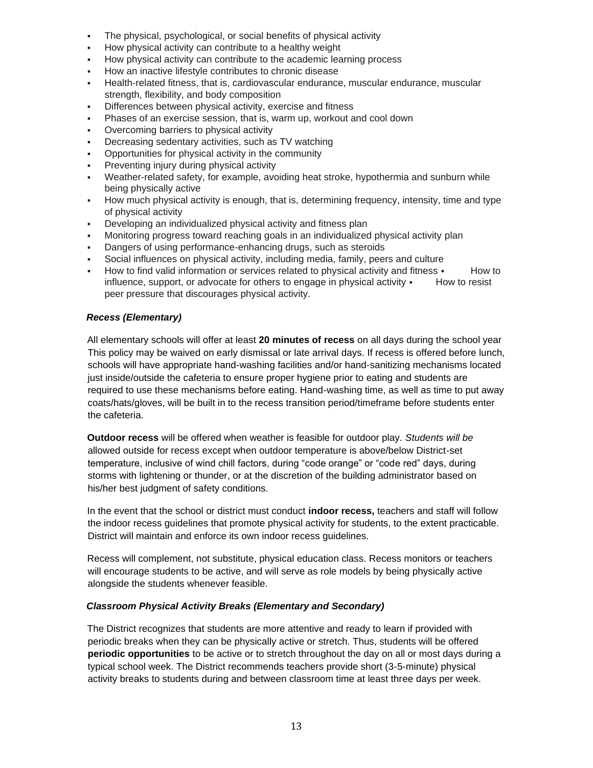- The physical, psychological, or social benefits of physical activity
- How physical activity can contribute to a healthy weight
- How physical activity can contribute to the academic learning process
- How an inactive lifestyle contributes to chronic disease
- Health-related fitness, that is, cardiovascular endurance, muscular endurance, muscular strength, flexibility, and body composition
- Differences between physical activity, exercise and fitness
- Phases of an exercise session, that is, warm up, workout and cool down
- Overcoming barriers to physical activity
- Decreasing sedentary activities, such as TV watching
- Opportunities for physical activity in the community
- Preventing injury during physical activity
- Weather-related safety, for example, avoiding heat stroke, hypothermia and sunburn while being physically active
- How much physical activity is enough, that is, determining frequency, intensity, time and type of physical activity
- Developing an individualized physical activity and fitness plan
- Monitoring progress toward reaching goals in an individualized physical activity plan
- Dangers of using performance-enhancing drugs, such as steroids
- Social influences on physical activity, including media, family, peers and culture
- How to find valid information or services related to physical activity and fitness
- How to influence, support, or advocate for others to engage in physical activity
- How to resist peer pressure that discourages physical activity.

***Recess (Elementary)***

All elementary schools will offer at least **20 minutes of recess** on all days during the school year This policy may be waived on early dismissal or late arrival days. If recess is offered before lunch, schools will have appropriate hand-washing facilities and/or hand-sanitizing mechanisms located just inside/outside the cafeteria to ensure proper hygiene prior to eating and students are required to use these mechanisms before eating. Hand-washing time, as well as time to put away coats/hats/gloves, will be built in to the recess transition period/timeframe before students enter the cafeteria.

**Outdoor recess** will be offered when weather is feasible for outdoor play. *Students will be* allowed outside for recess except when outdoor temperature is above/below District-set temperature, inclusive of wind chill factors, during "code orange" or "code red" days, during storms with lightening or thunder, or at the discretion of the building administrator based on his/her best judgment of safety conditions.

In the event that the school or district must conduct **indoor recess,** teachers and staff will follow the indoor recess guidelines that promote physical activity for students, to the extent practicable. District will maintain and enforce its own indoor recess guidelines.

Recess will complement, not substitute, physical education class. Recess monitors or teachers will encourage students to be active, and will serve as role models by being physically active alongside the students whenever feasible.

***Classroom Physical Activity Breaks (Elementary and Secondary)***

The District recognizes that students are more attentive and ready to learn if provided with periodic breaks when they can be physically active or stretch. Thus, students will be offered **periodic opportunities** to be active or to stretch throughout the day on all or most days during a typical school week. The District recommends teachers provide short (3-5-minute) physical activity breaks to students during and between classroom time at least three days per week.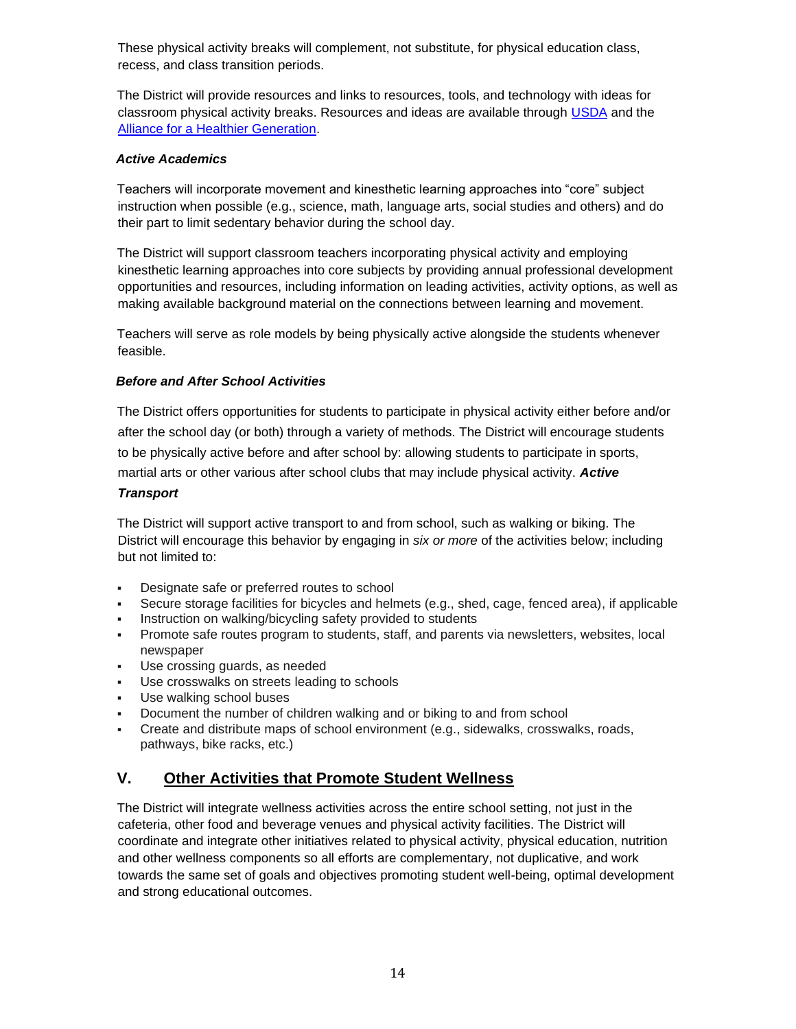These physical activity breaks will complement, not substitute, for physical education class, recess, and class transition periods.

The District will provide resources and links to resources, tools, and technology with ideas for classroom physical activity breaks. Resources and ideas are available through [USDA]() and the [Alliance for a Healthier Generation]().

***Active Academics***

Teachers will incorporate movement and kinesthetic learning approaches into "core" subject instruction when possible (e.g., science, math, language arts, social studies and others) and do their part to limit sedentary behavior during the school day.

The District will support classroom teachers incorporating physical activity and employing kinesthetic learning approaches into core subjects by providing annual professional development opportunities and resources, including information on leading activities, activity options, as well as making available background material on the connections between learning and movement.

Teachers will serve as role models by being physically active alongside the students whenever feasible.

***Before and After School Activities***

The District offers opportunities for students to participate in physical activity either before and/or after the school day (or both) through a variety of methods. The District will encourage students to be physically active before and after school by: allowing students to participate in sports, martial arts or other various after school clubs that may include physical activity.

***Active Transport***

The District will support active transport to and from school, such as walking or biking. The District will encourage this behavior by engaging in *six or more* of the activities below; including but not limited to:

- Designate safe or preferred routes to school
- Secure storage facilities for bicycles and helmets (e.g., shed, cage, fenced area), if applicable
- Instruction on walking/bicycling safety provided to students
- Promote safe routes program to students, staff, and parents via newsletters, websites, local newspaper
- Use crossing guards, as needed
- Use crosswalks on streets leading to schools
- Use walking school buses
- Document the number of children walking and or biking to and from school
- Create and distribute maps of school environment (e.g., sidewalks, crosswalks, roads, pathways, bike racks, etc.)

## V. Other Activities that Promote Student Wellness

The District will integrate wellness activities across the entire school setting, not just in the cafeteria, other food and beverage venues and physical activity facilities. The District will coordinate and integrate other initiatives related to physical activity, physical education, nutrition and other wellness components so all efforts are complementary, not duplicative, and work towards the same set of goals and objectives promoting student well-being, optimal development and strong educational outcomes.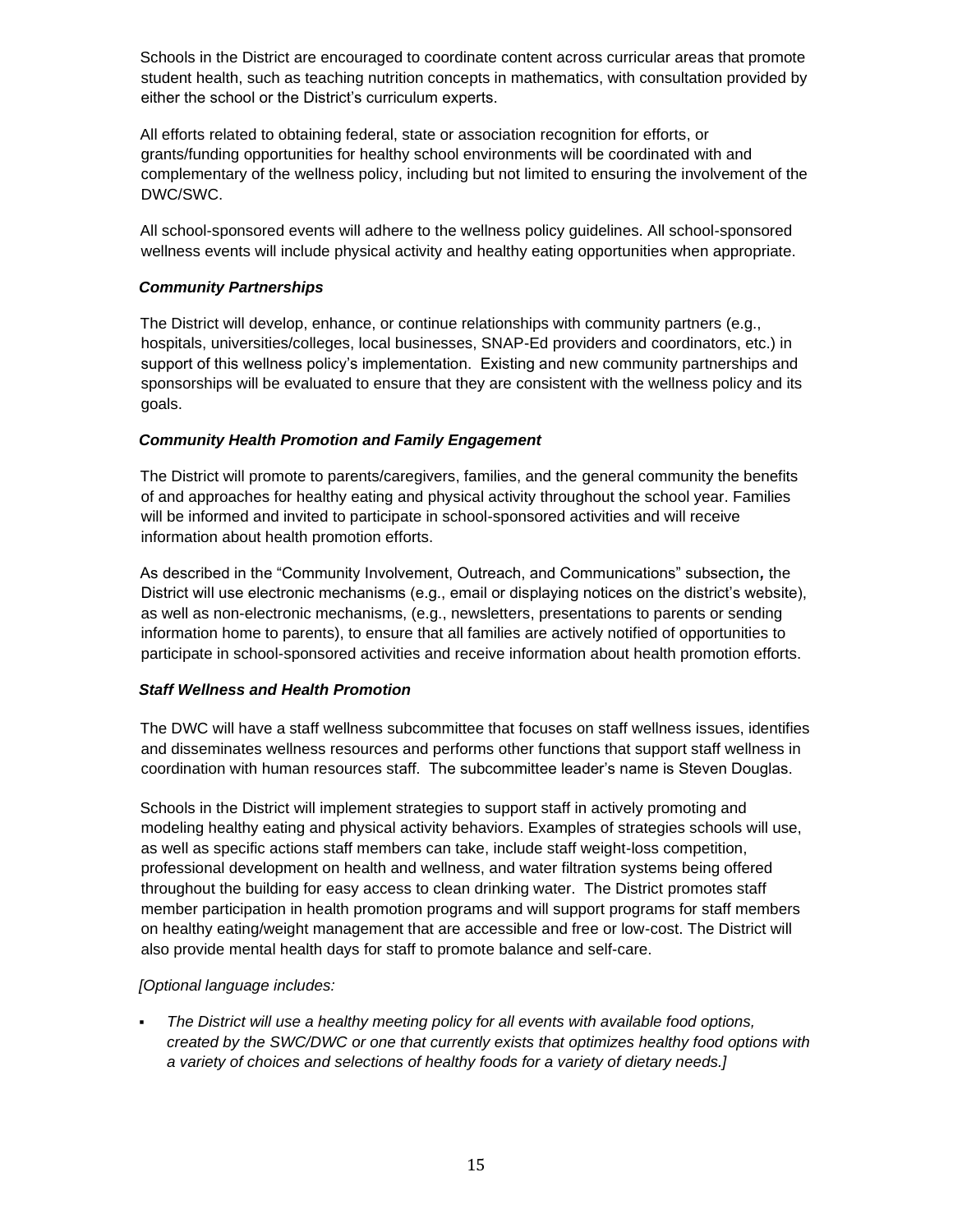Schools in the District are encouraged to coordinate content across curricular areas that promote student health, such as teaching nutrition concepts in mathematics, with consultation provided by either the school or the District's curriculum experts.

All efforts related to obtaining federal, state or association recognition for efforts, or grants/funding opportunities for healthy school environments will be coordinated with and complementary of the wellness policy, including but not limited to ensuring the involvement of the DWC/SWC.

All school-sponsored events will adhere to the wellness policy guidelines. All school-sponsored wellness events will include physical activity and healthy eating opportunities when appropriate.

***Community Partnerships***

The District will develop, enhance, or continue relationships with community partners (e.g., hospitals, universities/colleges, local businesses, SNAP-Ed providers and coordinators, etc.) in support of this wellness policy's implementation. Existing and new community partnerships and sponsorships will be evaluated to ensure that they are consistent with the wellness policy and its goals.

***Community Health Promotion and Family Engagement***

The District will promote to parents/caregivers, families, and the general community the benefits of and approaches for healthy eating and physical activity throughout the school year. Families will be informed and invited to participate in school-sponsored activities and will receive information about health promotion efforts.

As described in the "Community Involvement, Outreach, and Communications" subsection*,* the District will use electronic mechanisms (e.g., email or displaying notices on the district's website), as well as non-electronic mechanisms, (e.g., newsletters, presentations to parents or sending information home to parents), to ensure that all families are actively notified of opportunities to participate in school-sponsored activities and receive information about health promotion efforts.

***Staff Wellness and Health Promotion***

The DWC will have a staff wellness subcommittee that focuses on staff wellness issues, identifies and disseminates wellness resources and performs other functions that support staff wellness in coordination with human resources staff. The subcommittee leader's name is Steven Douglas.

Schools in the District will implement strategies to support staff in actively promoting and modeling healthy eating and physical activity behaviors. Examples of strategies schools will use, as well as specific actions staff members can take, include staff weight-loss competition, professional development on health and wellness, and water filtration systems being offered throughout the building for easy access to clean drinking water. The District promotes staff member participation in health promotion programs and will support programs for staff members on healthy eating/weight management that are accessible and free or low-cost. The District will also provide mental health days for staff to promote balance and self-care.

*[Optional language includes:*

- *The District will use a healthy meeting policy for all events with available food options, created by the SWC/DWC or one that currently exists that optimizes healthy food options with a variety of choices and selections of healthy foods for a variety of dietary needs.]*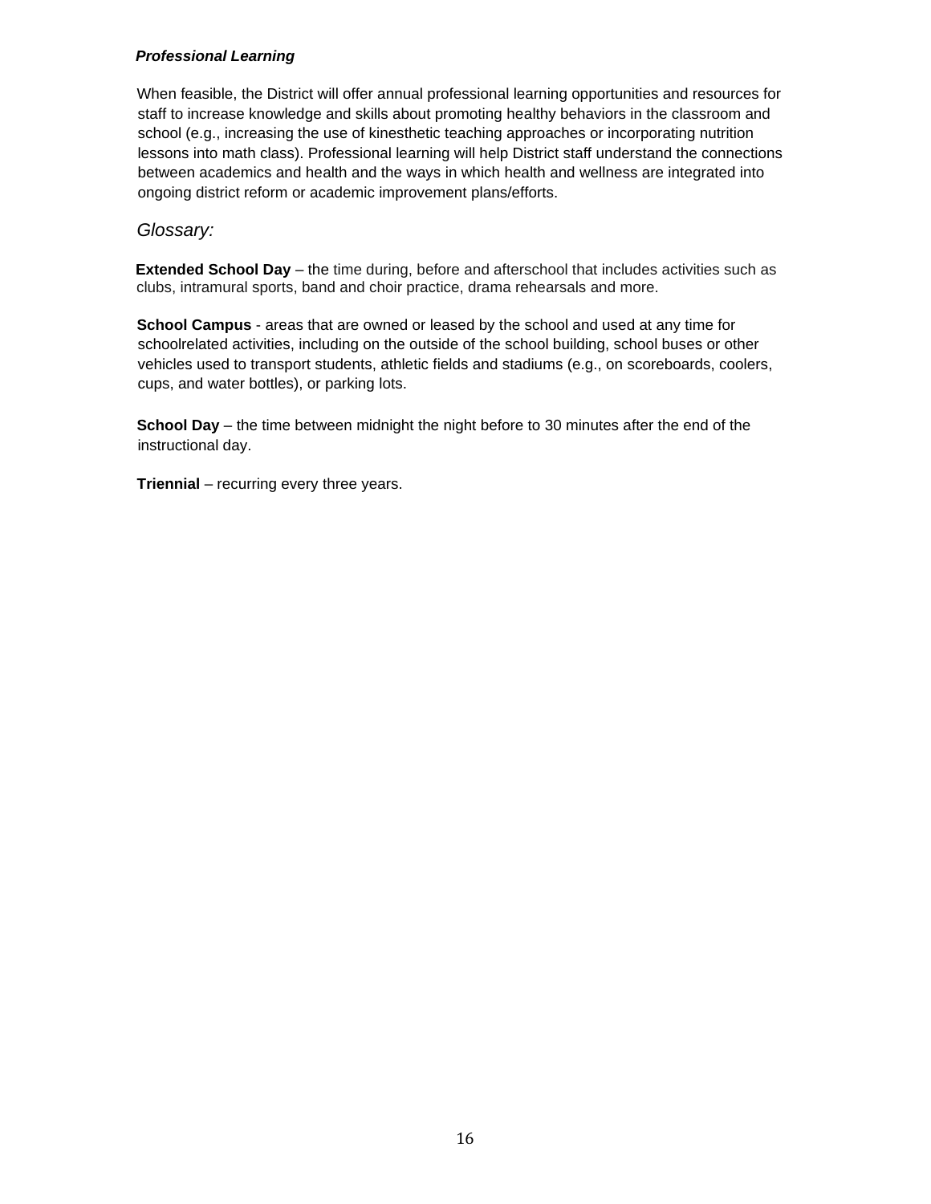***Professional Learning***

When feasible, the District will offer annual professional learning opportunities and resources for staff to increase knowledge and skills about promoting healthy behaviors in the classroom and school (e.g., increasing the use of kinesthetic teaching approaches or incorporating nutrition lessons into math class). Professional learning will help District staff understand the connections between academics and health and the ways in which health and wellness are integrated into ongoing district reform or academic improvement plans/efforts.

*Glossary:*

**Extended School Day** – the time during, before and afterschool that includes activities such as clubs, intramural sports, band and choir practice, drama rehearsals and more.

**School Campus** - areas that are owned or leased by the school and used at any time for schoolrelated activities, including on the outside of the school building, school buses or other vehicles used to transport students, athletic fields and stadiums (e.g., on scoreboards, coolers, cups, and water bottles), or parking lots.

**School Day** – the time between midnight the night before to 30 minutes after the end of the instructional day.

**Triennial** – recurring every three years.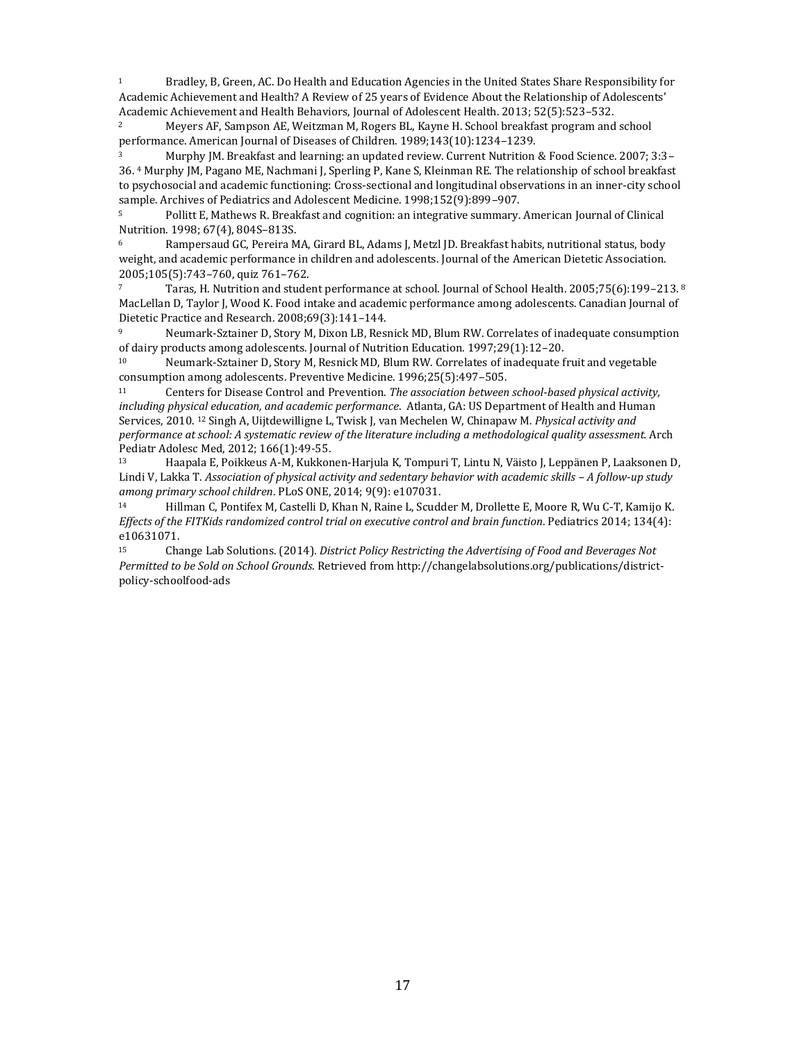[1] Bradley, B, Green, AC. Do Health and Education Agencies in the United States Share Responsibility for Academic Achievement and Health? A Review of 25 years of Evidence About the Relationship of Adolescents' Academic Achievement and Health Behaviors, Journal of Adolescent Health. 2013; 52(5):523–532.

[2] Meyers AF, Sampson AE, Weitzman M, Rogers BL, Kayne H. School breakfast program and school performance. American Journal of Diseases of Children. 1989;143(10):1234–1239.

[3] Murphy JM. Breakfast and learning: an updated review. Current Nutrition & Food Science. 2007; 3:3–36.

[4] Murphy JM, Pagano ME, Nachmani J, Sperling P, Kane S, Kleinman RE. The relationship of school breakfast to psychosocial and academic functioning: Cross-sectional and longitudinal observations in an inner-city school sample. Archives of Pediatrics and Adolescent Medicine. 1998;152(9):899–907.

[5] Pollitt E, Mathews R. Breakfast and cognition: an integrative summary. American Journal of Clinical Nutrition. 1998; 67(4), 804S–813S.

[6] Rampersaud GC, Pereira MA, Girard BL, Adams J, Metzl JD. Breakfast habits, nutritional status, body weight, and academic performance in children and adolescents. Journal of the American Dietetic Association. 2005;105(5):743–760, quiz 761–762.

[7] Taras, H. Nutrition and student performance at school. Journal of School Health. 2005;75(6):199–213.

[8] MacLellan D, Taylor J, Wood K. Food intake and academic performance among adolescents. Canadian Journal of Dietetic Practice and Research. 2008;69(3):141–144.

[9] Neumark-Sztainer D, Story M, Dixon LB, Resnick MD, Blum RW. Correlates of inadequate consumption of dairy products among adolescents. Journal of Nutrition Education. 1997;29(1):12–20.

[10] Neumark-Sztainer D, Story M, Resnick MD, Blum RW. Correlates of inadequate fruit and vegetable consumption among adolescents. Preventive Medicine. 1996;25(5):497–505.

[11] Centers for Disease Control and Prevention. *The association between school-based physical activity, including physical education, and academic performance*. Atlanta, GA: US Department of Health and Human Services, 2010.

[12] Singh A, Uijtdewilligne L, Twisk J, van Mechelen W, Chinapaw M. *Physical activity and performance at school: A systematic review of the literature including a methodological quality assessment.* Arch Pediatr Adolesc Med, 2012; 166(1):49-55.

[13] Haapala E, Poikkeus A-M, Kukkonen-Harjula K, Tompuri T, Lintu N, Väisto J, Leppänen P, Laaksonen D, Lindi V, Lakka T. *Association of physical activity and sedentary behavior with academic skills – A follow-up study among primary school children*. PLoS ONE, 2014; 9(9): e107031.

[14] Hillman C, Pontifex M, Castelli D, Khan N, Raine L, Scudder M, Drollette E, Moore R, Wu C-T, Kamijo K. *Effects of the FITKids randomized control trial on executive control and brain function*. Pediatrics 2014; 134(4): e10631071.

[15] Change Lab Solutions. (2014). *District Policy Restricting the Advertising of Food and Beverages Not Permitted to be Sold on School Grounds*. Retrieved from http://changelabsolutions.org/publications/district-policy-schoolfood-ads